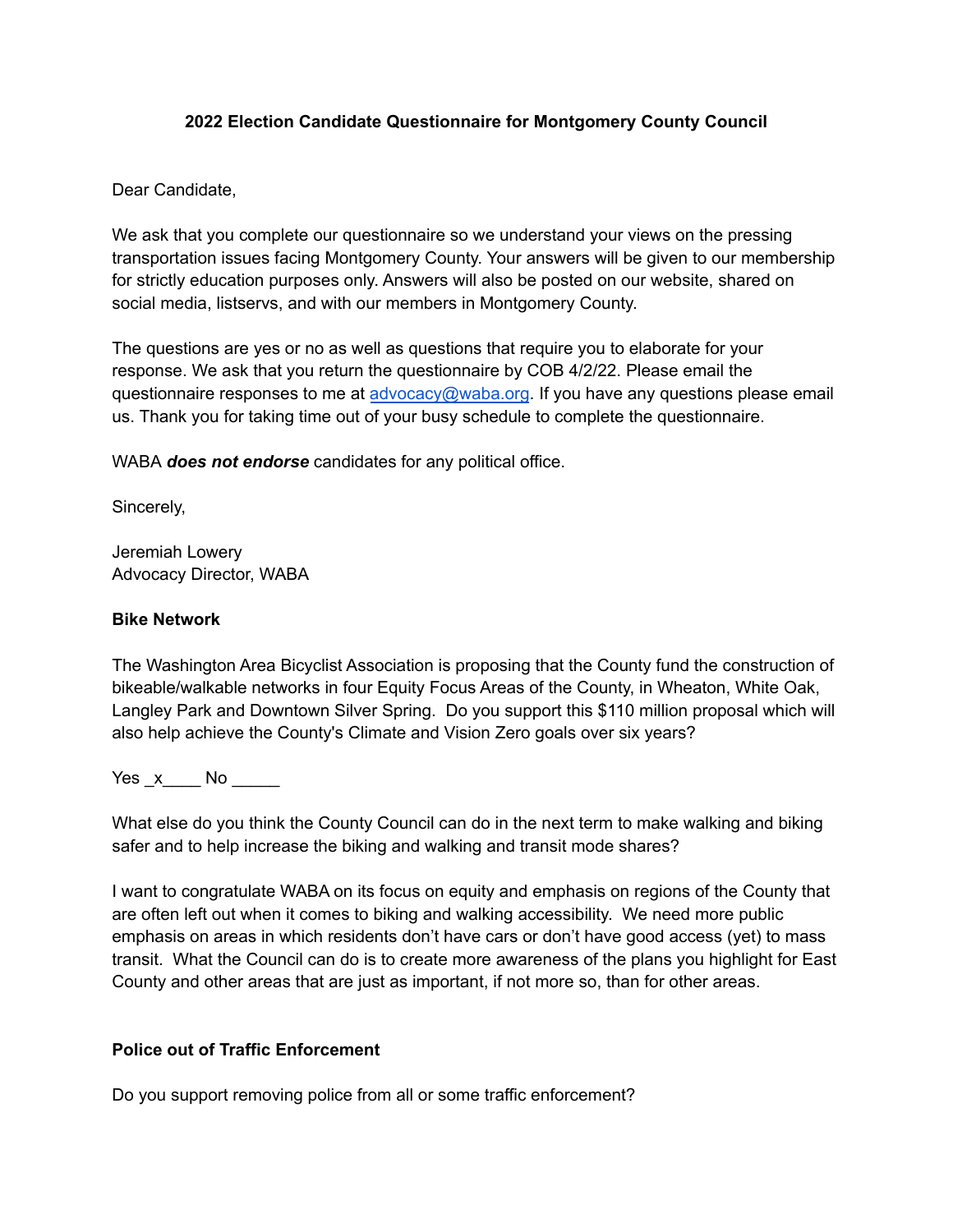**2022 Election Candidate Questionnaire for Montgomery County Council**

Dear Candidate,

We ask that you complete our questionnaire so we understand your views on the pressing transportation issues facing Montgomery County. Your answers will be given to our membership for strictly education purposes only. Answers will also be posted on our website, shared on social media, listservs, and with our members in Montgomery County.

The questions are yes or no as well as questions that require you to elaborate for your response. We ask that you return the questionnaire by COB 4/2/22. Please email the questionnaire responses to me at advocacy@waba.org. If you have any questions please email us. Thank you for taking time out of your busy schedule to complete the questionnaire.

WABA ***does not endorse*** candidates for any political office.

Sincerely,

Jeremiah Lowery
Advocacy Director, WABA

**Bike Network**

The Washington Area Bicyclist Association is proposing that the County fund the construction of bikeable/walkable networks in four Equity Focus Areas of the County, in Wheaton, White Oak, Langley Park and Downtown Silver Spring. Do you support this $110 million proposal which will also help achieve the County's Climate and Vision Zero goals over six years?

Yes _x____ No _____

What else do you think the County Council can do in the next term to make walking and biking safer and to help increase the biking and walking and transit mode shares?

I want to congratulate WABA on its focus on equity and emphasis on regions of the County that are often left out when it comes to biking and walking accessibility. We need more public emphasis on areas in which residents don't have cars or don't have good access (yet) to mass transit. What the Council can do is to create more awareness of the plans you highlight for East County and other areas that are just as important, if not more so, than for other areas.

**Police out of Traffic Enforcement**

Do you support removing police from all or some traffic enforcement?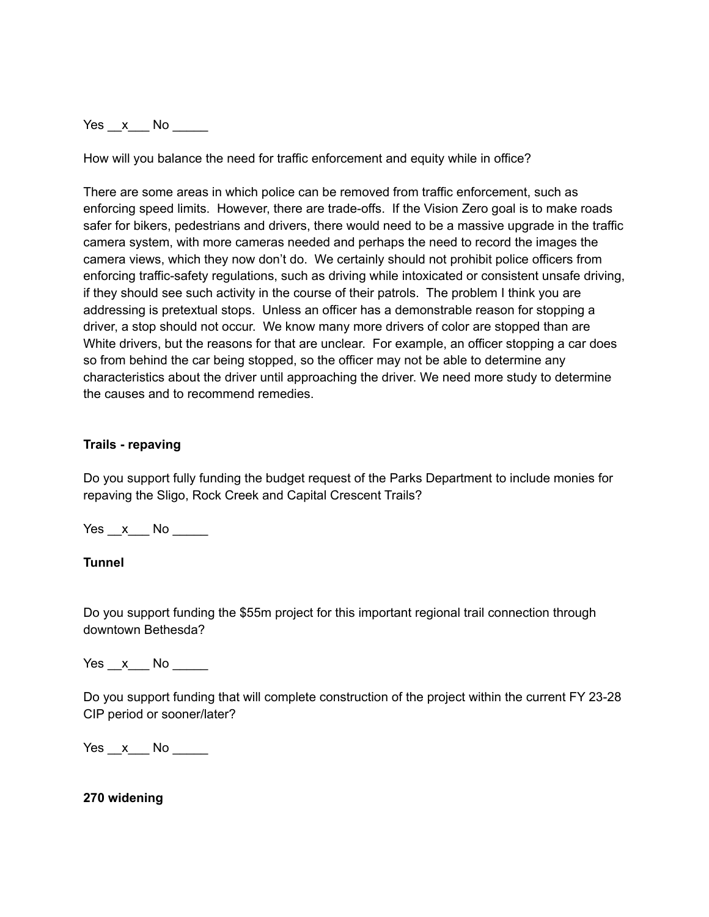Yes \_\_x\_\_\_ No \_\_\_\_\_

How will you balance the need for traffic enforcement and equity while in office?

There are some areas in which police can be removed from traffic enforcement, such as enforcing speed limits. However, there are trade-offs. If the Vision Zero goal is to make roads safer for bikers, pedestrians and drivers, there would need to be a massive upgrade in the traffic camera system, with more cameras needed and perhaps the need to record the images the camera views, which they now don't do. We certainly should not prohibit police officers from enforcing traffic-safety regulations, such as driving while intoxicated or consistent unsafe driving, if they should see such activity in the course of their patrols. The problem I think you are addressing is pretextual stops. Unless an officer has a demonstrable reason for stopping a driver, a stop should not occur. We know many more drivers of color are stopped than are White drivers, but the reasons for that are unclear. For example, an officer stopping a car does so from behind the car being stopped, so the officer may not be able to determine any characteristics about the driver until approaching the driver. We need more study to determine the causes and to recommend remedies.

**Trails - repaving**

Do you support fully funding the budget request of the Parks Department to include monies for repaving the Sligo, Rock Creek and Capital Crescent Trails?

Yes \_\_x\_\_\_ No \_\_\_\_\_

**Tunnel**

Do you support funding the $55m project for this important regional trail connection through downtown Bethesda?

Yes \_\_x\_\_\_ No \_\_\_\_\_

Do you support funding that will complete construction of the project within the current FY 23-28 CIP period or sooner/later?

Yes \_\_x\_\_\_ No \_\_\_\_\_

**270 widening**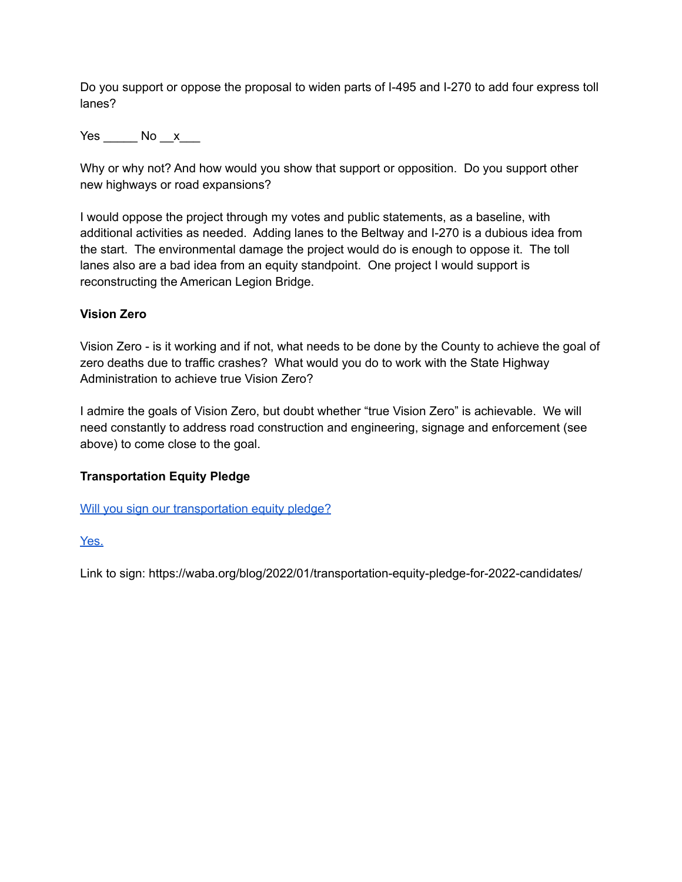Do you support or oppose the proposal to widen parts of I-495 and I-270 to add four express toll lanes?

Yes _____ No __x___

Why or why not? And how would you show that support or opposition. Do you support other new highways or road expansions?

I would oppose the project through my votes and public statements, as a baseline, with additional activities as needed. Adding lanes to the Beltway and I-270 is a dubious idea from the start. The environmental damage the project would do is enough to oppose it. The toll lanes also are a bad idea from an equity standpoint. One project I would support is reconstructing the American Legion Bridge.

**Vision Zero**

Vision Zero - is it working and if not, what needs to be done by the County to achieve the goal of zero deaths due to traffic crashes? What would you do to work with the State Highway Administration to achieve true Vision Zero?

I admire the goals of Vision Zero, but doubt whether "true Vision Zero" is achievable. We will need constantly to address road construction and engineering, signage and enforcement (see above) to come close to the goal.

**Transportation Equity Pledge**

Will you sign our transportation equity pledge?

Yes.

Link to sign: https://waba.org/blog/2022/01/transportation-equity-pledge-for-2022-candidates/